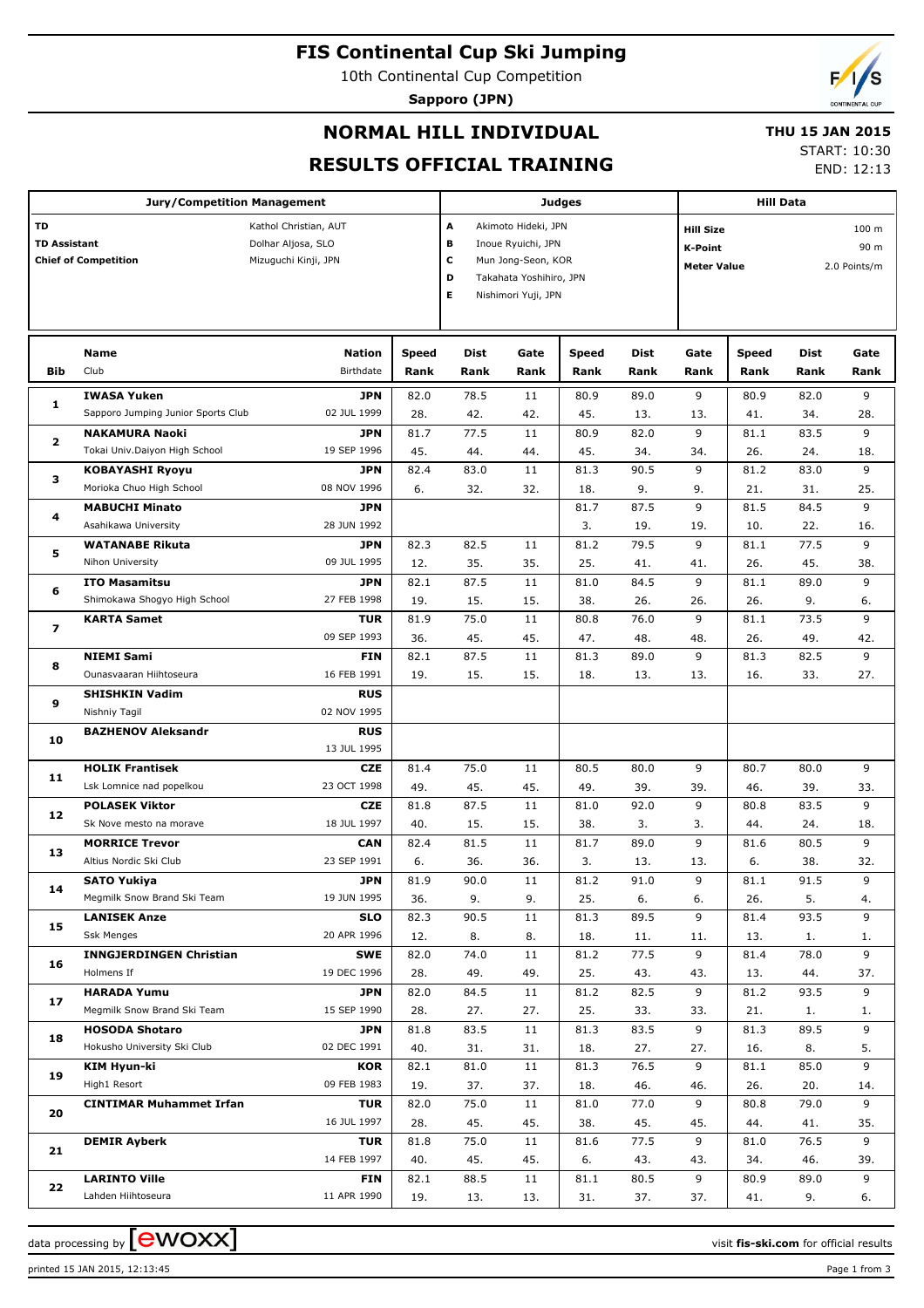# FIS Continental Cup Ski Jumping

10th Continental Cup Competition

**Sapporo (JPN)**

## NORMAL HILL INDIVIDUAL

## RESULTS OFFICIAL TRAINING

**THU 15 JAN 2015**

START: 10:30
END: 12:13

| Jury/Competition Management | | Judges | | Hill Data | |
|---|---|---|---|---|---|
| TD | Kathol Christian, AUT | A | Akimoto Hideki, JPN | Hill Size | 100 m |
| TD Assistant | Dolhar Aljosa, SLO | B | Inoue Ryuichi, JPN | K-Point | 90 m |
| Chief of Competition | Mizuguchi Kinji, JPN | C | Mun Jong-Seon, KOR | Meter Value | 2.0 Points/m |
| | | D | Takahata Yoshihiro, JPN | | |
| | | E | Nishimori Yuji, JPN | | |

| Bib | Name / Club | Nation / Birthdate | Speed / Rank | Dist / Rank | Gate / Rank | Speed / Rank | Dist / Rank | Gate / Rank | Speed / Rank | Dist / Rank | Gate / Rank |
|---|---|---|---|---|---|---|---|---|---|---|---|
| 1 | **IWASA Yuken** | **JPN** | 82.0 | 78.5 | 11 | 80.9 | 89.0 | 9 | 80.9 | 82.0 | 9 |
| | Sapporo Jumping Junior Sports Club | 02 JUL 1999 | 28. | 42. | 42. | 45. | 13. | 13. | 41. | 34. | 28. |
| 2 | **NAKAMURA Naoki** | **JPN** | 81.7 | 77.5 | 11 | 80.9 | 82.0 | 9 | 81.1 | 83.5 | 9 |
| | Tokai Univ.Daiyon High School | 19 SEP 1996 | 45. | 44. | 44. | 45. | 34. | 34. | 26. | 24. | 18. |
| 3 | **KOBAYASHI Ryoyu** | **JPN** | 82.4 | 83.0 | 11 | 81.3 | 90.5 | 9 | 81.2 | 83.0 | 9 |
| | Morioka Chuo High School | 08 NOV 1996 | 6. | 32. | 32. | 18. | 9. | 9. | 21. | 31. | 25. |
| 4 | **MABUCHI Minato** | **JPN** | | | | 81.7 | 87.5 | 9 | 81.5 | 84.5 | 9 |
| | Asahikawa University | 28 JUN 1992 | | | | 3. | 19. | 19. | 10. | 22. | 16. |
| 5 | **WATANABE Rikuta** | **JPN** | 82.3 | 82.5 | 11 | 81.2 | 79.5 | 9 | 81.1 | 77.5 | 9 |
| | Nihon University | 09 JUL 1995 | 12. | 35. | 35. | 25. | 41. | 41. | 26. | 45. | 38. |
| 6 | **ITO Masamitsu** | **JPN** | 82.1 | 87.5 | 11 | 81.0 | 84.5 | 9 | 81.1 | 89.0 | 9 |
| | Shimokawa Shogyo High School | 27 FEB 1998 | 19. | 15. | 15. | 38. | 26. | 26. | 26. | 9. | 6. |
| 7 | **KARTA Samet** | **TUR** | 81.9 | 75.0 | 11 | 80.8 | 76.0 | 9 | 81.1 | 73.5 | 9 |
| | | 09 SEP 1993 | 36. | 45. | 45. | 47. | 48. | 48. | 26. | 49. | 42. |
| 8 | **NIEMI Sami** | **FIN** | 82.1 | 87.5 | 11 | 81.3 | 89.0 | 9 | 81.3 | 82.5 | 9 |
| | Ounasvaaran Hiihtoseura | 16 FEB 1991 | 19. | 15. | 15. | 18. | 13. | 13. | 16. | 33. | 27. |
| 9 | **SHISHKIN Vadim** | **RUS** | | | | | | | | | |
| | Nishniy Tagil | 02 NOV 1995 | | | | | | | | | |
| 10 | **BAZHENOV Aleksandr** | **RUS** | | | | | | | | | |
| | | 13 JUL 1995 | | | | | | | | | |
| 11 | **HOLIK Frantisek** | **CZE** | 81.4 | 75.0 | 11 | 80.5 | 80.0 | 9 | 80.7 | 80.0 | 9 |
| | Lsk Lomnice nad popelkou | 23 OCT 1998 | 49. | 45. | 45. | 49. | 39. | 39. | 46. | 39. | 33. |
| 12 | **POLASEK Viktor** | **CZE** | 81.8 | 87.5 | 11 | 81.0 | 92.0 | 9 | 80.8 | 83.5 | 9 |
| | Sk Nove mesto na morave | 18 JUL 1997 | 40. | 15. | 15. | 38. | 3. | 3. | 44. | 24. | 18. |
| 13 | **MORRICE Trevor** | **CAN** | 82.4 | 81.5 | 11 | 81.7 | 89.0 | 9 | 81.6 | 80.5 | 9 |
| | Altius Nordic Ski Club | 23 SEP 1991 | 6. | 36. | 36. | 3. | 13. | 13. | 6. | 38. | 32. |
| 14 | **SATO Yukiya** | **JPN** | 81.9 | 90.0 | 11 | 81.2 | 91.0 | 9 | 81.1 | 91.5 | 9 |
| | Megmilk Snow Brand Ski Team | 19 JUN 1995 | 36. | 9. | 9. | 25. | 6. | 6. | 26. | 5. | 4. |
| 15 | **LANISEK Anze** | **SLO** | 82.3 | 90.5 | 11 | 81.3 | 89.5 | 9 | 81.4 | 93.5 | 9 |
| | Ssk Menges | 20 APR 1996 | 12. | 8. | 8. | 18. | 11. | 11. | 13. | 1. | 1. |
| 16 | **INNGJERDINGEN Christian** | **SWE** | 82.0 | 74.0 | 11 | 81.2 | 77.5 | 9 | 81.4 | 78.0 | 9 |
| | Holmens If | 19 DEC 1996 | 28. | 49. | 49. | 25. | 43. | 43. | 13. | 44. | 37. |
| 17 | **HARADA Yumu** | **JPN** | 82.0 | 84.5 | 11 | 81.2 | 82.5 | 9 | 81.2 | 93.5 | 9 |
| | Megmilk Snow Brand Ski Team | 15 SEP 1990 | 28. | 27. | 27. | 25. | 33. | 33. | 21. | 1. | 1. |
| 18 | **HOSODA Shotaro** | **JPN** | 81.8 | 83.5 | 11 | 81.3 | 83.5 | 9 | 81.3 | 89.5 | 9 |
| | Hokusho University Ski Club | 02 DEC 1991 | 40. | 31. | 31. | 18. | 27. | 27. | 16. | 8. | 5. |
| 19 | **KIM Hyun-ki** | **KOR** | 82.1 | 81.0 | 11 | 81.3 | 76.5 | 9 | 81.1 | 85.0 | 9 |
| | High1 Resort | 09 FEB 1983 | 19. | 37. | 37. | 18. | 46. | 46. | 26. | 20. | 14. |
| 20 | **CINTIMAR Muhammet Irfan** | **TUR** | 82.0 | 75.0 | 11 | 81.0 | 77.0 | 9 | 80.8 | 79.0 | 9 |
| | | 16 JUL 1997 | 28. | 45. | 45. | 38. | 45. | 45. | 44. | 41. | 35. |
| 21 | **DEMIR Ayberk** | **TUR** | 81.8 | 75.0 | 11 | 81.6 | 77.5 | 9 | 81.0 | 76.5 | 9 |
| | | 14 FEB 1997 | 40. | 45. | 45. | 6. | 43. | 43. | 34. | 46. | 39. |
| 22 | **LARINTO Ville** | **FIN** | 82.1 | 88.5 | 11 | 81.1 | 80.5 | 9 | 80.9 | 89.0 | 9 |
| | Lahden Hiihtoseura | 11 APR 1990 | 19. | 13. | 13. | 31. | 37. | 37. | 41. | 9. | 6. |

data processing by ewoxx — visit fis-ski.com for official results

printed 15 JAN 2015, 12:13:45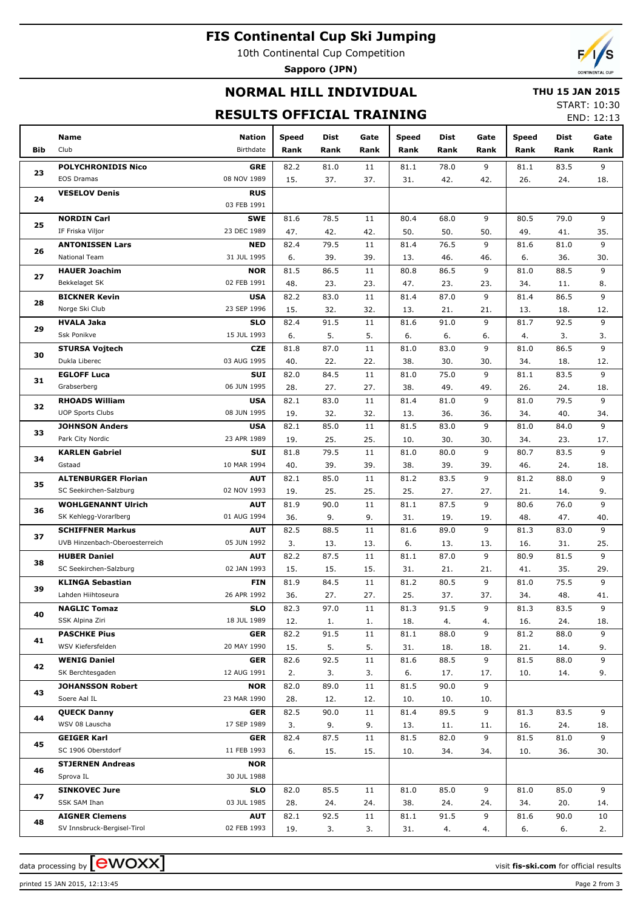# FIS Continental Cup Ski Jumping

10th Continental Cup Competition

**Sapporo (JPN)**

## NORMAL HILL INDIVIDUAL

**THU 15 JAN 2015**

START: 10:30
END: 12:13

## RESULTS OFFICIAL TRAINING

| Bib | Name / Club | Nation / Birthdate | Speed Rank | Dist Rank | Gate Rank | Speed Rank | Dist Rank | Gate Rank | Speed Rank | Dist Rank | Gate Rank |
|---|---|---|---|---|---|---|---|---|---|---|---|
| 23 | **POLYCHRONIDIS Nico** | **GRE** | 82.2 | 81.0 | 11 | 81.1 | 78.0 | 9 | 81.1 | 83.5 | 9 |
| | EOS Dramas | 08 NOV 1989 | 15. | 37. | 37. | 31. | 42. | 42. | 26. | 24. | 18. |
| 24 | **VESELOV Denis** | **RUS** | | | | | | | | | |
| | | 03 FEB 1991 | | | | | | | | | |
| 25 | **NORDIN Carl** | **SWE** | 81.6 | 78.5 | 11 | 80.4 | 68.0 | 9 | 80.5 | 79.0 | 9 |
| | IF Friska Viljor | 23 DEC 1989 | 47. | 42. | 42. | 50. | 50. | 50. | 49. | 41. | 35. |
| 26 | **ANTONISSEN Lars** | **NED** | 82.4 | 79.5 | 11 | 81.4 | 76.5 | 9 | 81.6 | 81.0 | 9 |
| | National Team | 31 JUL 1995 | 6. | 39. | 39. | 13. | 46. | 46. | 6. | 36. | 30. |
| 27 | **HAUER Joachim** | **NOR** | 81.5 | 86.5 | 11 | 80.8 | 86.5 | 9 | 81.0 | 88.5 | 9 |
| | Bekkelaget SK | 02 FEB 1991 | 48. | 23. | 23. | 47. | 23. | 23. | 34. | 11. | 8. |
| 28 | **BICKNER Kevin** | **USA** | 82.2 | 83.0 | 11 | 81.4 | 87.0 | 9 | 81.4 | 86.5 | 9 |
| | Norge Ski Club | 23 SEP 1996 | 15. | 32. | 32. | 13. | 21. | 21. | 13. | 18. | 12. |
| 29 | **HVALA Jaka** | **SLO** | 82.4 | 91.5 | 11 | 81.6 | 91.0 | 9 | 81.7 | 92.5 | 9 |
| | Ssk Ponikve | 15 JUL 1993 | 6. | 5. | 5. | 6. | 6. | 6. | 4. | 3. | 3. |
| 30 | **STURSA Vojtech** | **CZE** | 81.8 | 87.0 | 11 | 81.0 | 83.0 | 9 | 81.0 | 86.5 | 9 |
| | Dukla Liberec | 03 AUG 1995 | 40. | 22. | 22. | 38. | 30. | 30. | 34. | 18. | 12. |
| 31 | **EGLOFF Luca** | **SUI** | 82.0 | 84.5 | 11 | 81.0 | 75.0 | 9 | 81.1 | 83.5 | 9 |
| | Grabserberg | 06 JUN 1995 | 28. | 27. | 27. | 38. | 49. | 49. | 26. | 24. | 18. |
| 32 | **RHOADS William** | **USA** | 82.1 | 83.0 | 11 | 81.4 | 81.0 | 9 | 81.0 | 79.5 | 9 |
| | UOP Sports Clubs | 08 JUN 1995 | 19. | 32. | 32. | 13. | 36. | 36. | 34. | 40. | 34. |
| 33 | **JOHNSON Anders** | **USA** | 82.1 | 85.0 | 11 | 81.5 | 83.0 | 9 | 81.0 | 84.0 | 9 |
| | Park City Nordic | 23 APR 1989 | 19. | 25. | 25. | 10. | 30. | 30. | 34. | 23. | 17. |
| 34 | **KARLEN Gabriel** | **SUI** | 81.8 | 79.5 | 11 | 81.0 | 80.0 | 9 | 80.7 | 83.5 | 9 |
| | Gstaad | 10 MAR 1994 | 40. | 39. | 39. | 38. | 39. | 39. | 46. | 24. | 18. |
| 35 | **ALTENBURGER Florian** | **AUT** | 82.1 | 85.0 | 11 | 81.2 | 83.5 | 9 | 81.2 | 88.0 | 9 |
| | SC Seekirchen-Salzburg | 02 NOV 1993 | 19. | 25. | 25. | 25. | 27. | 27. | 21. | 14. | 9. |
| 36 | **WOHLGENANNT Ulrich** | **AUT** | 81.9 | 90.0 | 11 | 81.1 | 87.5 | 9 | 80.6 | 76.0 | 9 |
| | SK Kehlegg-Vorarlberg | 01 AUG 1994 | 36. | 9. | 9. | 31. | 19. | 19. | 48. | 47. | 40. |
| 37 | **SCHIFFNER Markus** | **AUT** | 82.5 | 88.5 | 11 | 81.6 | 89.0 | 9 | 81.3 | 83.0 | 9 |
| | UVB Hinzenbach-Oberoesterreich | 05 JUN 1992 | 3. | 13. | 13. | 6. | 13. | 13. | 16. | 31. | 25. |
| 38 | **HUBER Daniel** | **AUT** | 82.2 | 87.5 | 11 | 81.1 | 87.0 | 9 | 80.9 | 81.5 | 9 |
| | SC Seekirchen-Salzburg | 02 JAN 1993 | 15. | 15. | 15. | 31. | 21. | 21. | 41. | 35. | 29. |
| 39 | **KLINGA Sebastian** | **FIN** | 81.9 | 84.5 | 11 | 81.2 | 80.5 | 9 | 81.0 | 75.5 | 9 |
| | Lahden Hiihtoseura | 26 APR 1992 | 36. | 27. | 27. | 25. | 37. | 37. | 34. | 48. | 41. |
| 40 | **NAGLIC Tomaz** | **SLO** | 82.3 | 97.0 | 11 | 81.3 | 91.5 | 9 | 81.3 | 83.5 | 9 |
| | SSK Alpina Ziri | 18 JUL 1989 | 12. | 1. | 1. | 18. | 4. | 4. | 16. | 24. | 18. |
| 41 | **PASCHKE Pius** | **GER** | 82.2 | 91.5 | 11 | 81.1 | 88.0 | 9 | 81.2 | 88.0 | 9 |
| | WSV Kiefersfelden | 20 MAY 1990 | 15. | 5. | 5. | 31. | 18. | 18. | 21. | 14. | 9. |
| 42 | **WENIG Daniel** | **GER** | 82.6 | 92.5 | 11 | 81.6 | 88.5 | 9 | 81.5 | 88.0 | 9 |
| | SK Berchtesgaden | 12 AUG 1991 | 2. | 3. | 3. | 6. | 17. | 17. | 10. | 14. | 9. |
| 43 | **JOHANSSON Robert** | **NOR** | 82.0 | 89.0 | 11 | 81.5 | 90.0 | 9 | | | |
| | Soere Aal IL | 23 MAR 1990 | 28. | 12. | 12. | 10. | 10. | 10. | | | |
| 44 | **QUECK Danny** | **GER** | 82.5 | 90.0 | 11 | 81.4 | 89.5 | 9 | 81.3 | 83.5 | 9 |
| | WSV 08 Lauscha | 17 SEP 1989 | 3. | 9. | 9. | 13. | 11. | 11. | 16. | 24. | 18. |
| 45 | **GEIGER Karl** | **GER** | 82.4 | 87.5 | 11 | 81.5 | 82.0 | 9 | 81.5 | 81.0 | 9 |
| | SC 1906 Oberstdorf | 11 FEB 1993 | 6. | 15. | 15. | 10. | 34. | 34. | 10. | 36. | 30. |
| 46 | **STJERNEN Andreas** | **NOR** | | | | | | | | | |
| | Sprova IL | 30 JUL 1988 | | | | | | | | | |
| 47 | **SINKOVEC Jure** | **SLO** | 82.0 | 85.5 | 11 | 81.0 | 85.0 | 9 | 81.0 | 85.0 | 9 |
| | SSK SAM Ihan | 03 JUL 1985 | 28. | 24. | 24. | 38. | 24. | 24. | 34. | 20. | 14. |
| 48 | **AIGNER Clemens** | **AUT** | 82.1 | 92.5 | 11 | 81.1 | 91.5 | 9 | 81.6 | 90.0 | 10 |
| | SV Innsbruck-Bergisel-Tirol | 02 FEB 1993 | 19. | 3. | 3. | 31. | 4. | 4. | 6. | 6. | 2. |

data processing by ewoxx — visit **fis-ski.com** for official results

printed 15 JAN 2015, 12:13:45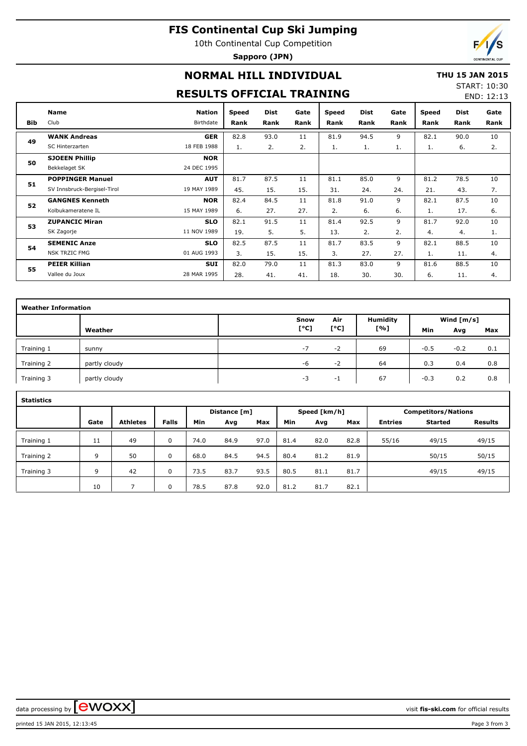# FIS Continental Cup Ski Jumping

10th Continental Cup Competition

**Sapporo (JPN)**

## NORMAL HILL INDIVIDUAL

**THU 15 JAN 2015**

START: 10:30

END: 12:13

## RESULTS OFFICIAL TRAINING

| Bib | Name / Club | Nation / Birthdate | Speed Rank | Dist Rank | Gate Rank | Speed Rank | Dist Rank | Gate Rank | Speed Rank | Dist Rank | Gate Rank |
|---|---|---|---|---|---|---|---|---|---|---|---|
| 49 | **WANK Andreas** | **GER** | 82.8 | 93.0 | 11 | 81.9 | 94.5 | 9 | 82.1 | 90.0 | 10 |
| | SC Hinterzarten | 18 FEB 1988 | 1. | 2. | 2. | 1. | 1. | 1. | 1. | 6. | 2. |
| 50 | **SJOEEN Phillip** | **NOR** | | | | | | | | | |
| | Bekkelaget SK | 24 DEC 1995 | | | | | | | | | |
| 51 | **POPPINGER Manuel** | **AUT** | 81.7 | 87.5 | 11 | 81.1 | 85.0 | 9 | 81.2 | 78.5 | 10 |
| | SV Innsbruck-Bergisel-Tirol | 19 MAY 1989 | 45. | 15. | 15. | 31. | 24. | 24. | 21. | 43. | 7. |
| 52 | **GANGNES Kenneth** | **NOR** | 82.4 | 84.5 | 11 | 81.8 | 91.0 | 9 | 82.1 | 87.5 | 10 |
| | Kolbukameratene IL | 15 MAY 1989 | 6. | 27. | 27. | 2. | 6. | 6. | 1. | 17. | 6. |
| 53 | **ZUPANCIC Miran** | **SLO** | 82.1 | 91.5 | 11 | 81.4 | 92.5 | 9 | 81.7 | 92.0 | 10 |
| | SK Zagorje | 11 NOV 1989 | 19. | 5. | 5. | 13. | 2. | 2. | 4. | 4. | 1. |
| 54 | **SEMENIC Anze** | **SLO** | 82.5 | 87.5 | 11 | 81.7 | 83.5 | 9 | 82.1 | 88.5 | 10 |
| | NSK TRZIC FMG | 01 AUG 1993 | 3. | 15. | 15. | 3. | 27. | 27. | 1. | 11. | 4. |
| 55 | **PEIER Killian** | **SUI** | 82.0 | 79.0 | 11 | 81.3 | 83.0 | 9 | 81.6 | 88.5 | 10 |
| | Vallee du Joux | 28 MAR 1995 | 28. | 41. | 41. | 18. | 30. | 30. | 6. | 11. | 4. |

### Weather Information

| | Weather | Snow [°C] | Air [°C] | Humidity [%] | Wind [m/s] Min | Avg | Max |
|---|---|---|---|---|---|---|---|
| Training 1 | sunny | -7 | -2 | 69 | -0.5 | -0.2 | 0.1 |
| Training 2 | partly cloudy | -6 | -2 | 64 | 0.3 | 0.4 | 0.8 |
| Training 3 | partly cloudy | -3 | -1 | 67 | -0.3 | 0.2 | 0.8 |

### Statistics

| | Gate | Athletes | Falls | Distance [m] Min | Avg | Max | Speed [km/h] Min | Avg | Max | Competitors/Nations Entries | Started | Results |
|---|---|---|---|---|---|---|---|---|---|---|---|---|
| Training 1 | 11 | 49 | 0 | 74.0 | 84.9 | 97.0 | 81.4 | 82.0 | 82.8 | 55/16 | 49/15 | 49/15 |
| Training 2 | 9 | 50 | 0 | 68.0 | 84.5 | 94.5 | 80.4 | 81.2 | 81.9 | | 50/15 | 50/15 |
| Training 3 | 9 | 42 | 0 | 73.5 | 83.7 | 93.5 | 80.5 | 81.1 | 81.7 | | 49/15 | 49/15 |
| | 10 | 7 | 0 | 78.5 | 87.8 | 92.0 | 81.2 | 81.7 | 82.1 | | | |

data processing by ewoxx

visit **fis-ski.com** for official results

printed 15 JAN 2015, 12:13:45